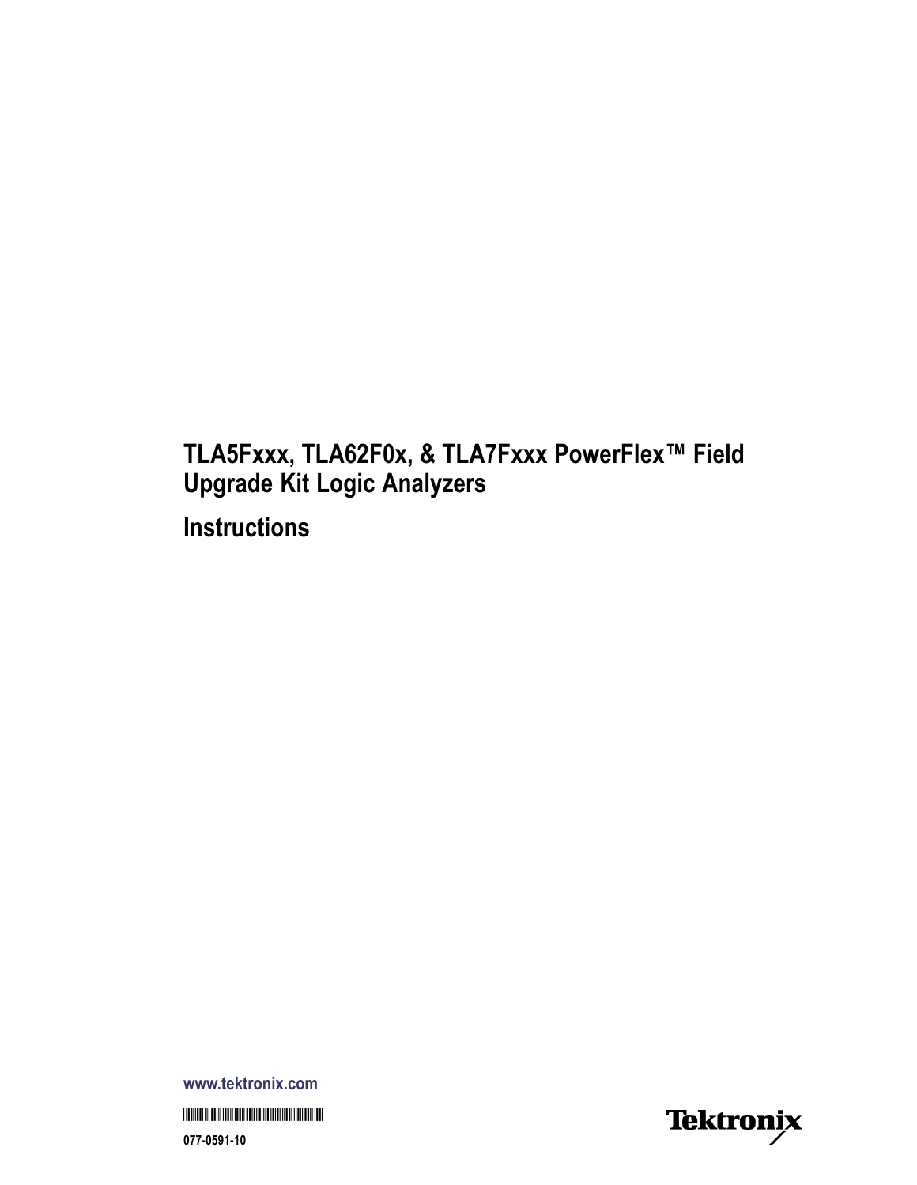# TLA5Fxxx, TLA62F0x, & TLA7Fxxx PowerFlex™ Field Upgrade Kit Logic Analyzers

## Instructions

www.tektronix.com

077-0591-10

Tektronix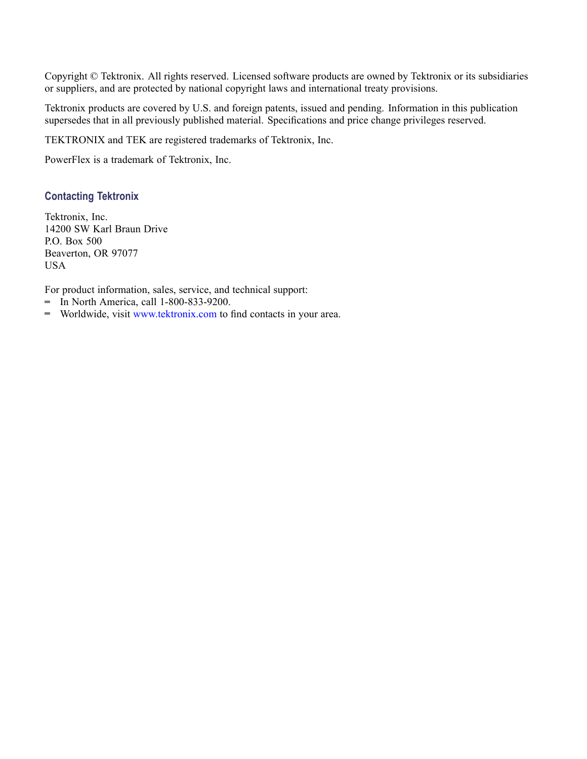Copyright © Tektronix. All rights reserved. Licensed software products are owned by Tektronix or its subsidiaries or suppliers, and are protected by national copyright laws and international treaty provisions.

Tektronix products are covered by U.S. and foreign patents, issued and pending. Information in this publication supersedes that in all previously published material. Specifications and price change privileges reserved.

TEKTRONIX and TEK are registered trademarks of Tektronix, Inc.

PowerFlex is a trademark of Tektronix, Inc.

### Contacting Tektronix

Tektronix, Inc.
14200 SW Karl Braun Drive
P.O. Box 500
Beaverton, OR 97077
USA

For product information, sales, service, and technical support:

- In North America, call 1-800-833-9200.
- Worldwide, visit www.tektronix.com to find contacts in your area.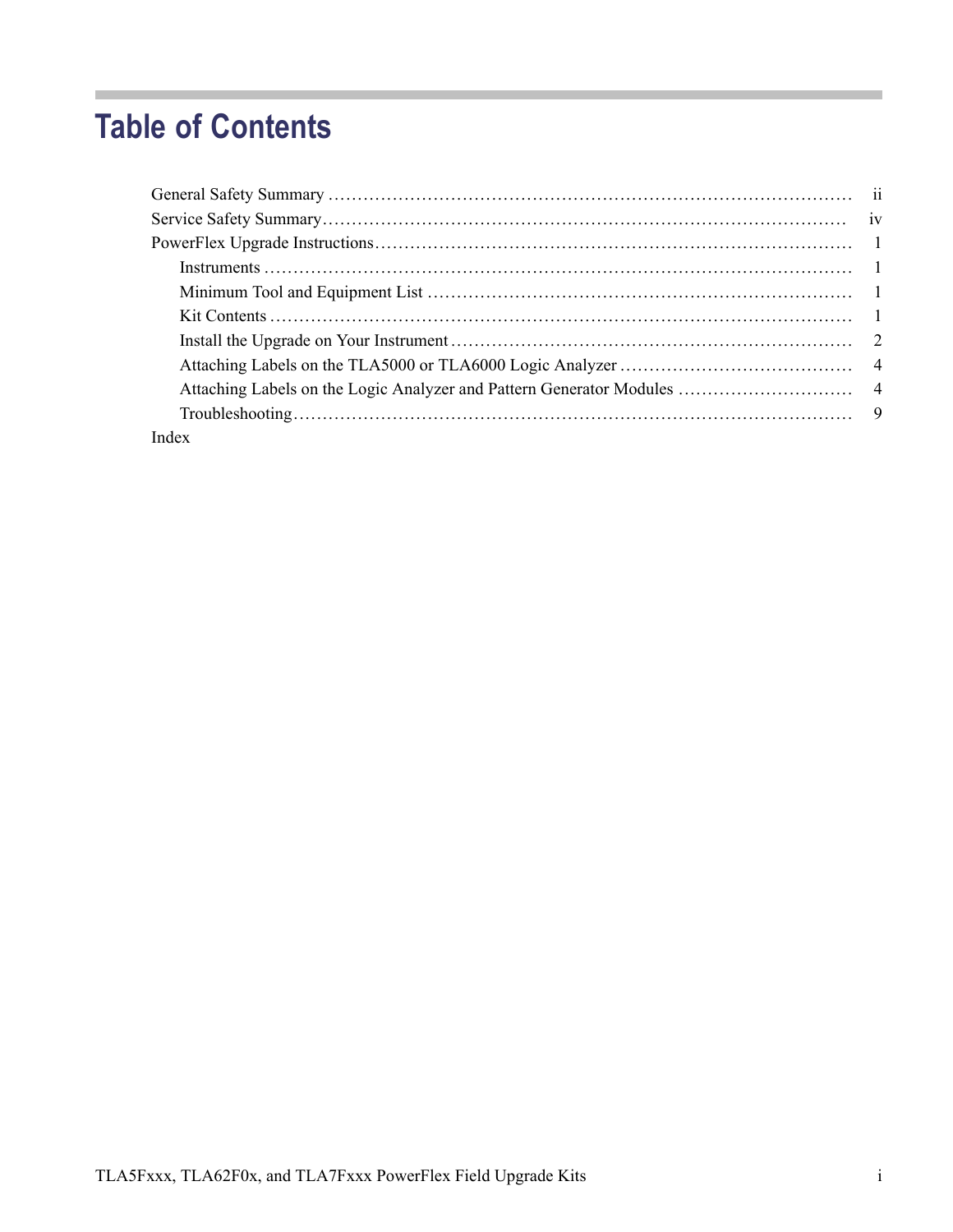# Table of Contents

| | |
|---|---|
| General Safety Summary | ii |
| Service Safety Summary | iv |
| PowerFlex Upgrade Instructions | 1 |
| &nbsp;&nbsp;&nbsp;&nbsp;Instruments | 1 |
| &nbsp;&nbsp;&nbsp;&nbsp;Minimum Tool and Equipment List | 1 |
| &nbsp;&nbsp;&nbsp;&nbsp;Kit Contents | 1 |
| &nbsp;&nbsp;&nbsp;&nbsp;Install the Upgrade on Your Instrument | 2 |
| &nbsp;&nbsp;&nbsp;&nbsp;Attaching Labels on the TLA5000 or TLA6000 Logic Analyzer | 4 |
| &nbsp;&nbsp;&nbsp;&nbsp;Attaching Labels on the Logic Analyzer and Pattern Generator Modules | 4 |
| &nbsp;&nbsp;&nbsp;&nbsp;Troubleshooting | 9 |
| Index | |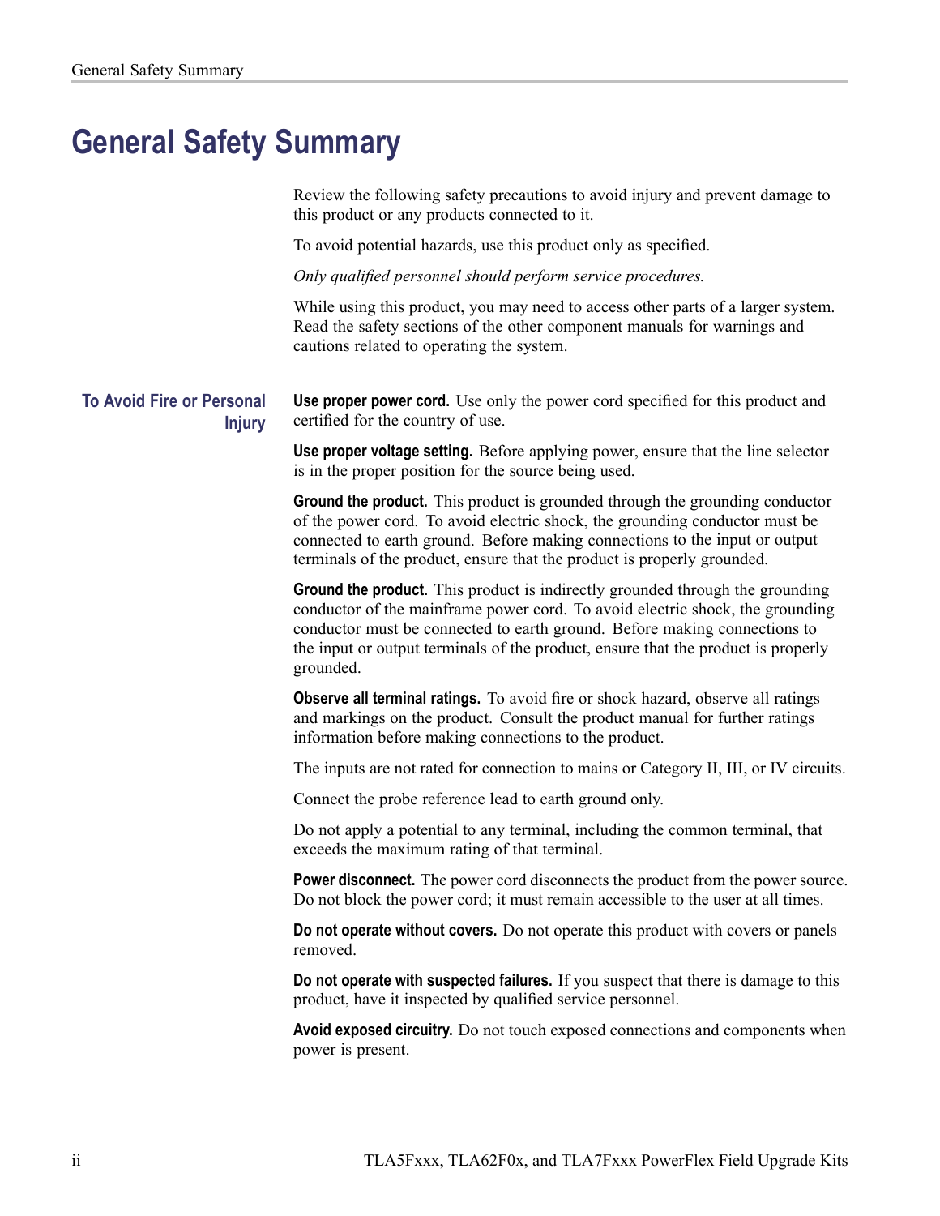# General Safety Summary

Review the following safety precautions to avoid injury and prevent damage to this product or any products connected to it.

To avoid potential hazards, use this product only as specified.

*Only qualified personnel should perform service procedures.*

While using this product, you may need to access other parts of a larger system. Read the safety sections of the other component manuals for warnings and cautions related to operating the system.

## To Avoid Fire or Personal Injury

**Use proper power cord.** Use only the power cord specified for this product and certified for the country of use.

**Use proper voltage setting.** Before applying power, ensure that the line selector is in the proper position for the source being used.

**Ground the product.** This product is grounded through the grounding conductor of the power cord. To avoid electric shock, the grounding conductor must be connected to earth ground. Before making connections to the input or output terminals of the product, ensure that the product is properly grounded.

**Ground the product.** This product is indirectly grounded through the grounding conductor of the mainframe power cord. To avoid electric shock, the grounding conductor must be connected to earth ground. Before making connections to the input or output terminals of the product, ensure that the product is properly grounded.

**Observe all terminal ratings.** To avoid fire or shock hazard, observe all ratings and markings on the product. Consult the product manual for further ratings information before making connections to the product.

The inputs are not rated for connection to mains or Category II, III, or IV circuits.

Connect the probe reference lead to earth ground only.

Do not apply a potential to any terminal, including the common terminal, that exceeds the maximum rating of that terminal.

**Power disconnect.** The power cord disconnects the product from the power source. Do not block the power cord; it must remain accessible to the user at all times.

**Do not operate without covers.** Do not operate this product with covers or panels removed.

**Do not operate with suspected failures.** If you suspect that there is damage to this product, have it inspected by qualified service personnel.

**Avoid exposed circuitry.** Do not touch exposed connections and components when power is present.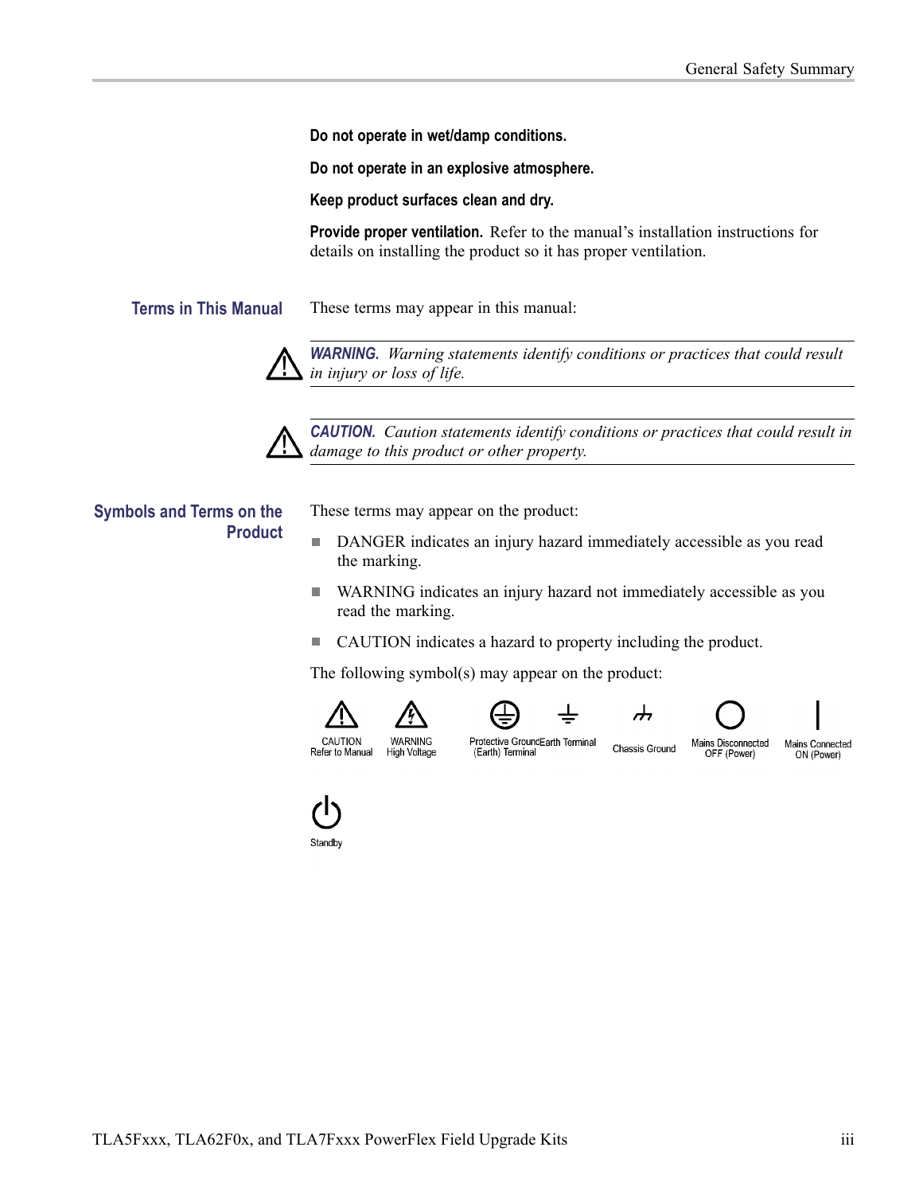**Do not operate in wet/damp conditions.**

**Do not operate in an explosive atmosphere.**

**Keep product surfaces clean and dry.**

**Provide proper ventilation.** Refer to the manual's installation instructions for details on installing the product so it has proper ventilation.

## Terms in This Manual

These terms may appear in this manual:

***WARNING.*** *Warning statements identify conditions or practices that could result in injury or loss of life.*

***CAUTION.*** *Caution statements identify conditions or practices that could result in damage to this product or other property.*

## Symbols and Terms on the Product

These terms may appear on the product:

- DANGER indicates an injury hazard immediately accessible as you read the marking.
- WARNING indicates an injury hazard not immediately accessible as you read the marking.
- CAUTION indicates a hazard to property including the product.

The following symbol(s) may appear on the product:

CAUTION Refer to Manual

WARNING High Voltage

Protective Ground (Earth) Terminal

Earth Terminal

Chassis Ground

Mains Disconnected OFF (Power)

Mains Connected ON (Power)

Standby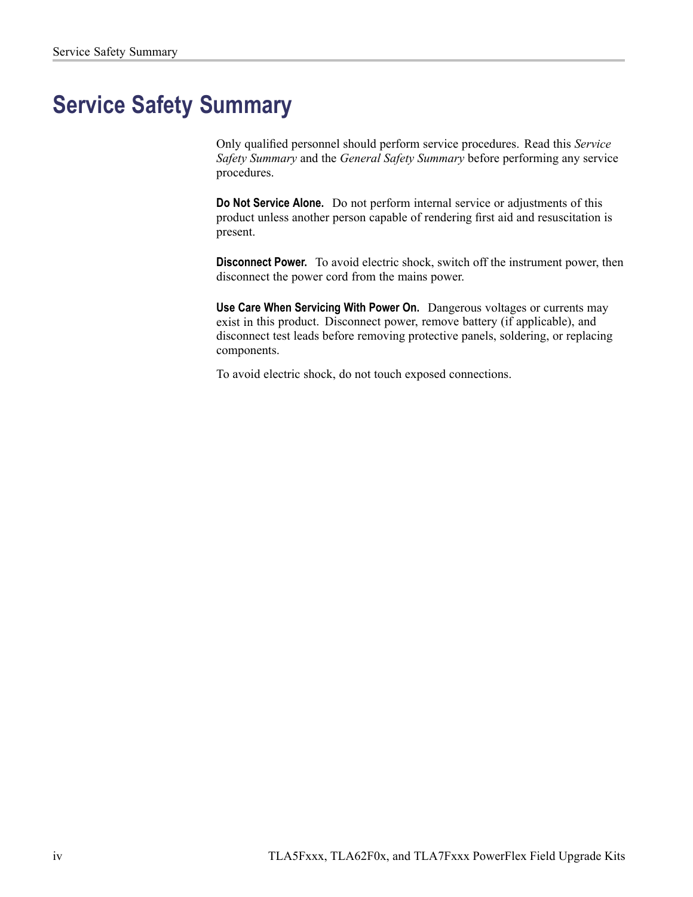# Service Safety Summary

Only qualified personnel should perform service procedures. Read this *Service Safety Summary* and the *General Safety Summary* before performing any service procedures.

**Do Not Service Alone.** Do not perform internal service or adjustments of this product unless another person capable of rendering first aid and resuscitation is present.

**Disconnect Power.** To avoid electric shock, switch off the instrument power, then disconnect the power cord from the mains power.

**Use Care When Servicing With Power On.** Dangerous voltages or currents may exist in this product. Disconnect power, remove battery (if applicable), and disconnect test leads before removing protective panels, soldering, or replacing components.

To avoid electric shock, do not touch exposed connections.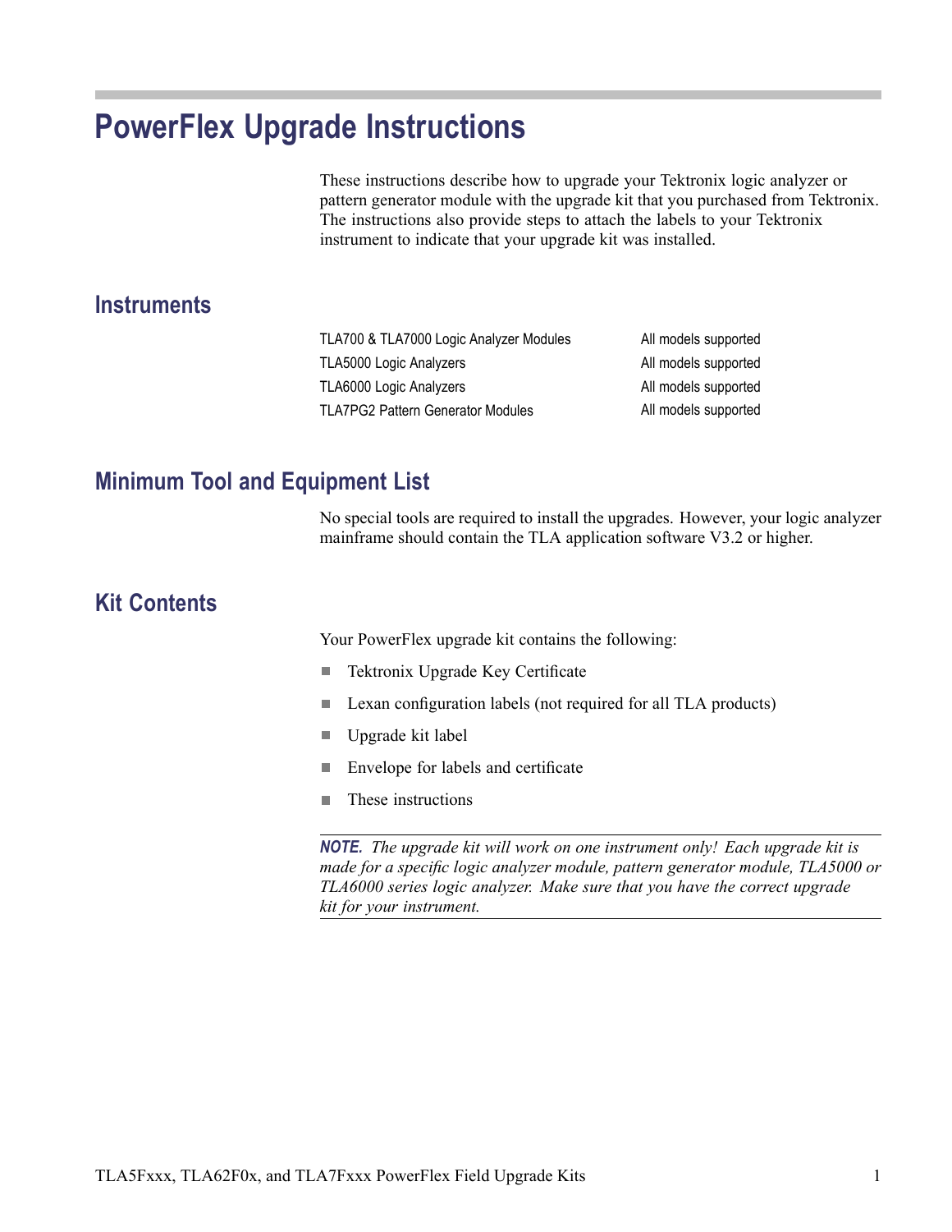# PowerFlex Upgrade Instructions

These instructions describe how to upgrade your Tektronix logic analyzer or pattern generator module with the upgrade kit that you purchased from Tektronix. The instructions also provide steps to attach the labels to your Tektronix instrument to indicate that your upgrade kit was installed.

## Instruments

| | |
|---|---|
| TLA700 & TLA7000 Logic Analyzer Modules | All models supported |
| TLA5000 Logic Analyzers | All models supported |
| TLA6000 Logic Analyzers | All models supported |
| TLA7PG2 Pattern Generator Modules | All models supported |

## Minimum Tool and Equipment List

No special tools are required to install the upgrades. However, your logic analyzer mainframe should contain the TLA application software V3.2 or higher.

## Kit Contents

Your PowerFlex upgrade kit contains the following:

- Tektronix Upgrade Key Certificate
- Lexan configuration labels (not required for all TLA products)
- Upgrade kit label
- Envelope for labels and certificate
- These instructions

***NOTE.*** *The upgrade kit will work on one instrument only! Each upgrade kit is made for a specific logic analyzer module, pattern generator module, TLA5000 or TLA6000 series logic analyzer. Make sure that you have the correct upgrade kit for your instrument.*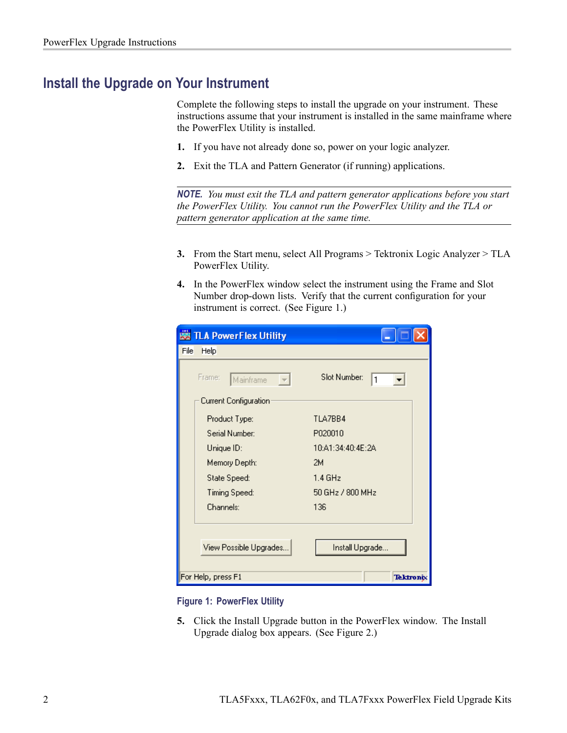## Install the Upgrade on Your Instrument

Complete the following steps to install the upgrade on your instrument. These instructions assume that your instrument is installed in the same mainframe where the PowerFlex Utility is installed.

1. If you have not already done so, power on your logic analyzer.
2. Exit the TLA and Pattern Generator (if running) applications.

---

**NOTE.** *You must exit the TLA and pattern generator applications before you start the PowerFlex Utility. You cannot run the PowerFlex Utility and the TLA or pattern generator application at the same time.*

---

3. From the Start menu, select All Programs > Tektronix Logic Analyzer > TLA PowerFlex Utility.
4. In the PowerFlex window select the instrument using the Frame and Slot Number drop-down lists. Verify that the current configuration for your instrument is correct. (See Figure 1.)

Figure 1: PowerFlex Utility

5. Click the Install Upgrade button in the PowerFlex window. The Install Upgrade dialog box appears. (See Figure 2.)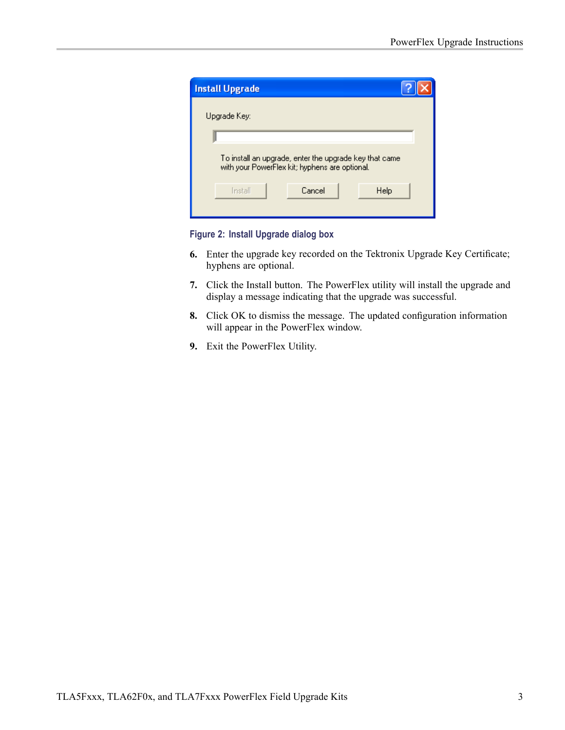Figure 2: Install Upgrade dialog box

6. Enter the upgrade key recorded on the Tektronix Upgrade Key Certificate; hyphens are optional.
7. Click the Install button. The PowerFlex utility will install the upgrade and display a message indicating that the upgrade was successful.
8. Click OK to dismiss the message. The updated configuration information will appear in the PowerFlex window.
9. Exit the PowerFlex Utility.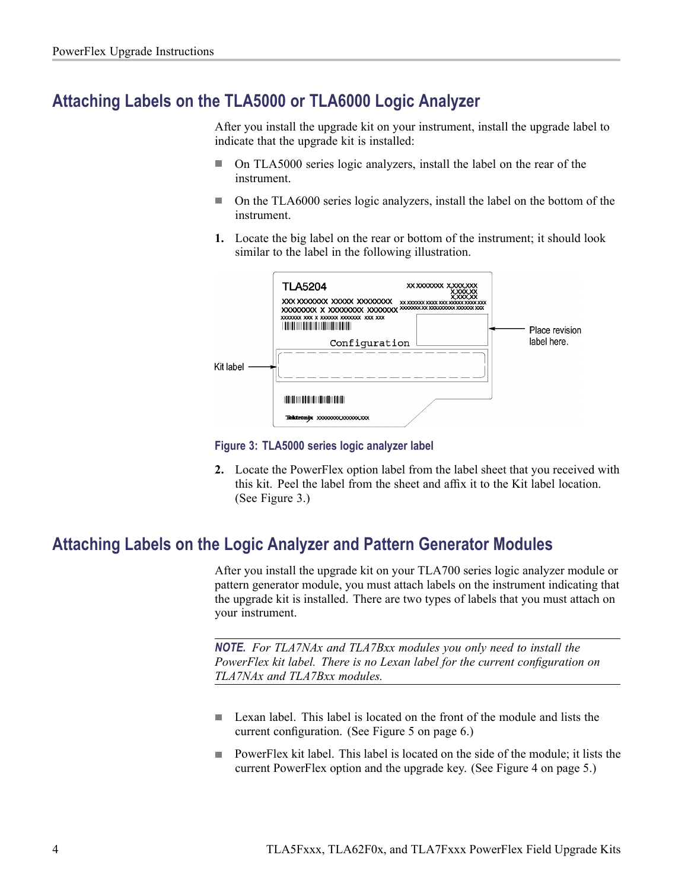## Attaching Labels on the TLA5000 or TLA6000 Logic Analyzer

After you install the upgrade kit on your instrument, install the upgrade label to indicate that the upgrade kit is installed:

- On TLA5000 series logic analyzers, install the label on the rear of the instrument.
- On the TLA6000 series logic analyzers, install the label on the bottom of the instrument.

1. Locate the big label on the rear or bottom of the instrument; it should look similar to the label in the following illustration.

Figure 3: TLA5000 series logic analyzer label

2. Locate the PowerFlex option label from the label sheet that you received with this kit. Peel the label from the sheet and affix it to the Kit label location. (See Figure 3.)

## Attaching Labels on the Logic Analyzer and Pattern Generator Modules

After you install the upgrade kit on your TLA700 series logic analyzer module or pattern generator module, you must attach labels on the instrument indicating that the upgrade kit is installed. There are two types of labels that you must attach on your instrument.

**NOTE.** *For TLA7NAx and TLA7Bxx modules you only need to install the PowerFlex kit label. There is no Lexan label for the current configuration on TLA7NAx and TLA7Bxx modules.*

- Lexan label. This label is located on the front of the module and lists the current configuration. (See Figure 5 on page 6.)
- PowerFlex kit label. This label is located on the side of the module; it lists the current PowerFlex option and the upgrade key. (See Figure 4 on page 5.)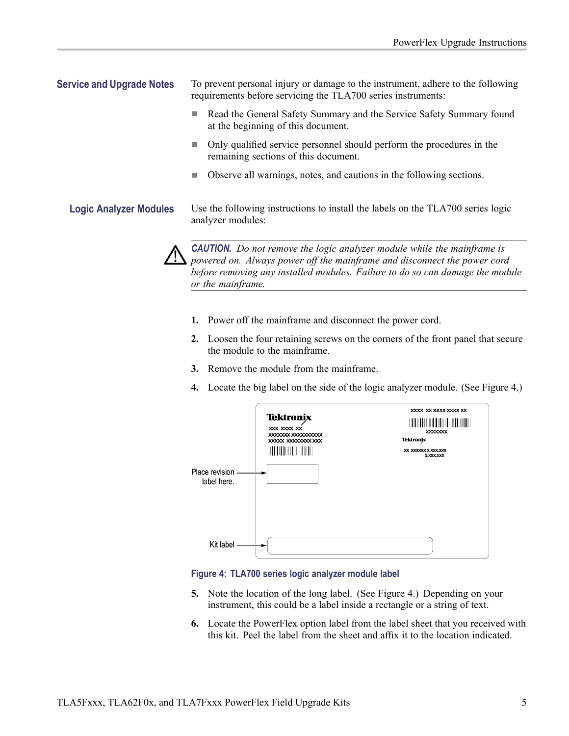## Service and Upgrade Notes

To prevent personal injury or damage to the instrument, adhere to the following requirements before servicing the TLA700 series instruments:

- Read the General Safety Summary and the Service Safety Summary found at the beginning of this document.
- Only qualified service personnel should perform the procedures in the remaining sections of this document.
- Observe all warnings, notes, and cautions in the following sections.

## Logic Analyzer Modules

Use the following instructions to install the labels on the TLA700 series logic analyzer modules:

**CAUTION.** *Do not remove the logic analyzer module while the mainframe is powered on. Always power off the mainframe and disconnect the power cord before removing any installed modules. Failure to do so can damage the module or the mainframe.*

1. Power off the mainframe and disconnect the power cord.
2. Loosen the four retaining screws on the corners of the front panel that secure the module to the mainframe.
3. Remove the module from the mainframe.
4. Locate the big label on the side of the logic analyzer module. (See Figure 4.)

Place revision label here.

Kit label

**Figure 4: TLA700 series logic analyzer module label**

5. Note the location of the long label. (See Figure 4.) Depending on your instrument, this could be a label inside a rectangle or a string of text.
6. Locate the PowerFlex option label from the label sheet that you received with this kit. Peel the label from the sheet and affix it to the location indicated.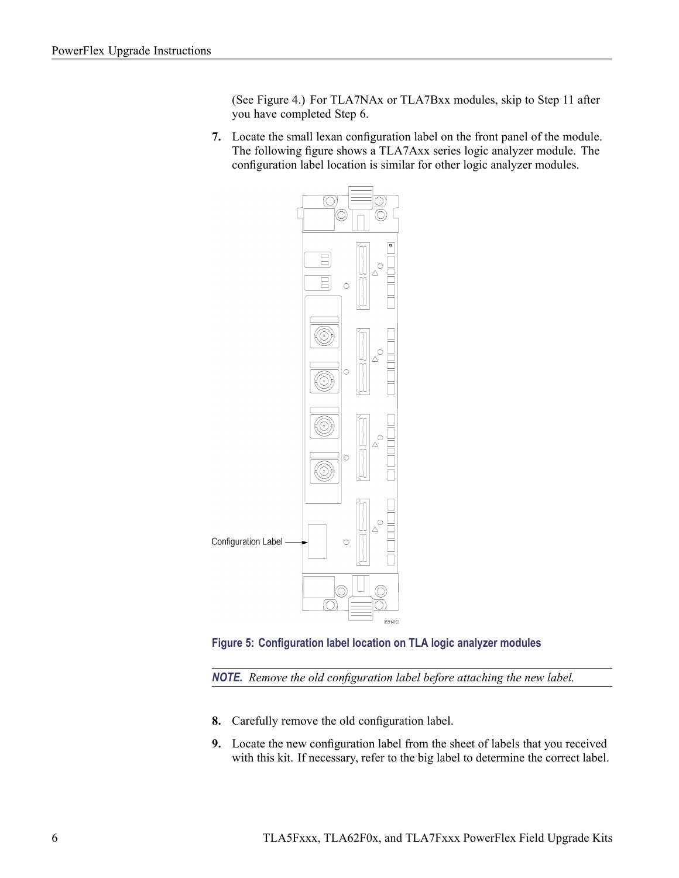(See Figure 4.) For TLA7NAx or TLA7Bxx modules, skip to Step 11 after you have completed Step 6.

7. Locate the small lexan configuration label on the front panel of the module. The following figure shows a TLA7Axx series logic analyzer module. The configuration label location is similar for other logic analyzer modules.

Configuration Label

**Figure 5: Configuration label location on TLA logic analyzer modules**

***NOTE.*** *Remove the old configuration label before attaching the new label.*

8. Carefully remove the old configuration label.

9. Locate the new configuration label from the sheet of labels that you received with this kit. If necessary, refer to the big label to determine the correct label.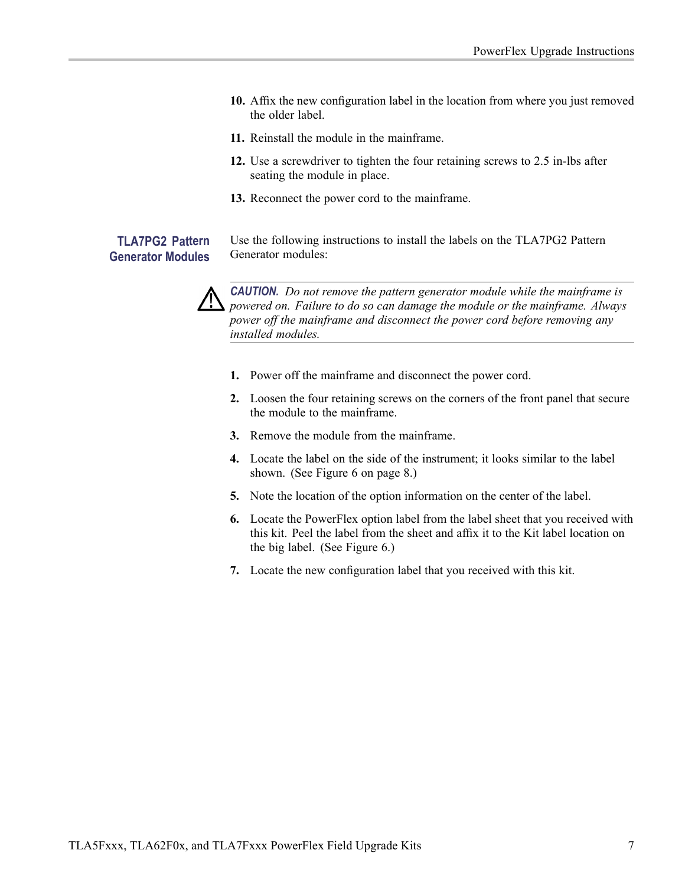10. Affix the new configuration label in the location from where you just removed the older label.

11. Reinstall the module in the mainframe.

12. Use a screwdriver to tighten the four retaining screws to 2.5 in-lbs after seating the module in place.

13. Reconnect the power cord to the mainframe.

### TLA7PG2 Pattern Generator Modules

Use the following instructions to install the labels on the TLA7PG2 Pattern Generator modules:

---

⚠ ***CAUTION.*** *Do not remove the pattern generator module while the mainframe is powered on. Failure to do so can damage the module or the mainframe. Always power off the mainframe and disconnect the power cord before removing any installed modules.*

---

1. Power off the mainframe and disconnect the power cord.

2. Loosen the four retaining screws on the corners of the front panel that secure the module to the mainframe.

3. Remove the module from the mainframe.

4. Locate the label on the side of the instrument; it looks similar to the label shown. (See Figure 6 on page 8.)

5. Note the location of the option information on the center of the label.

6. Locate the PowerFlex option label from the label sheet that you received with this kit. Peel the label from the sheet and affix it to the Kit label location on the big label. (See Figure 6.)

7. Locate the new configuration label that you received with this kit.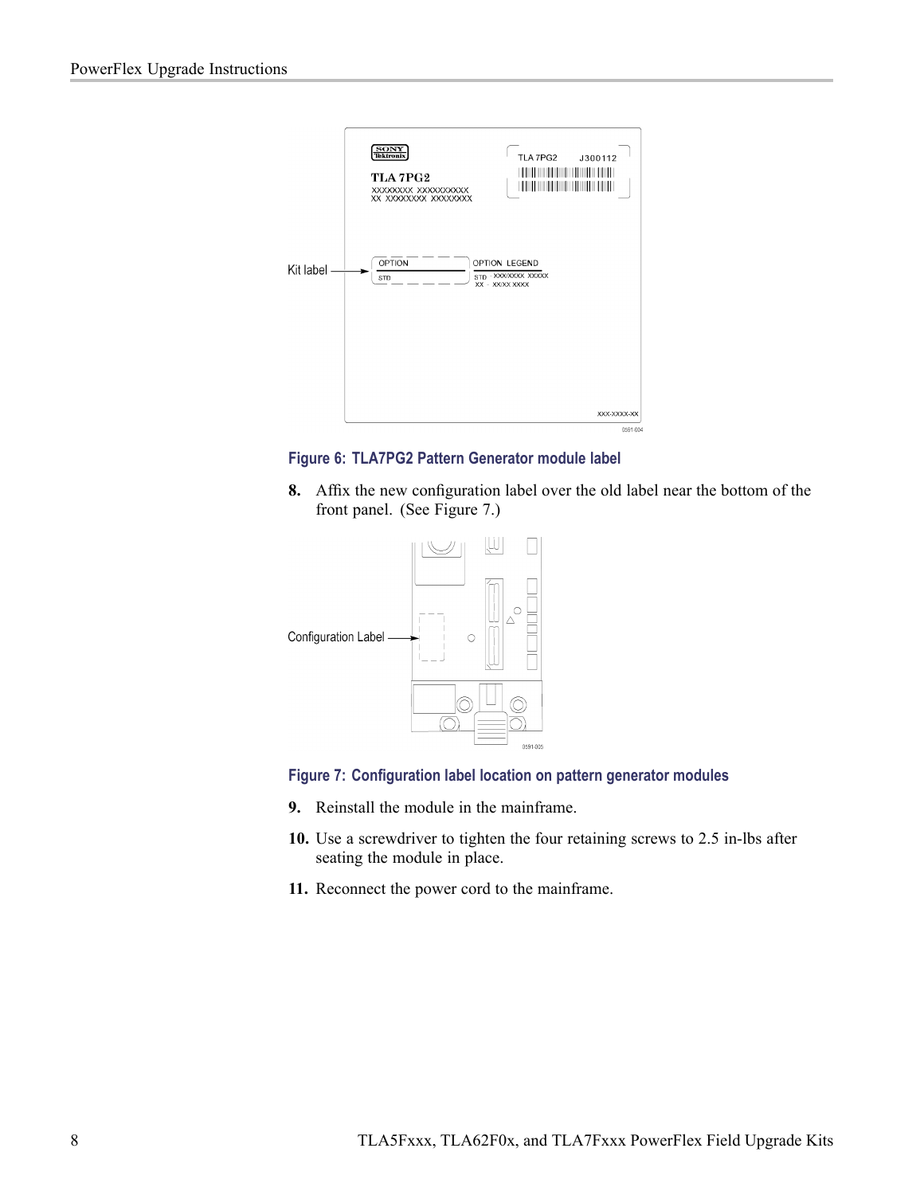Figure 6: TLA7PG2 Pattern Generator module label

8. Affix the new configuration label over the old label near the bottom of the front panel. (See Figure 7.)

Figure 7: Configuration label location on pattern generator modules

9. Reinstall the module in the mainframe.
10. Use a screwdriver to tighten the four retaining screws to 2.5 in-lbs after seating the module in place.
11. Reconnect the power cord to the mainframe.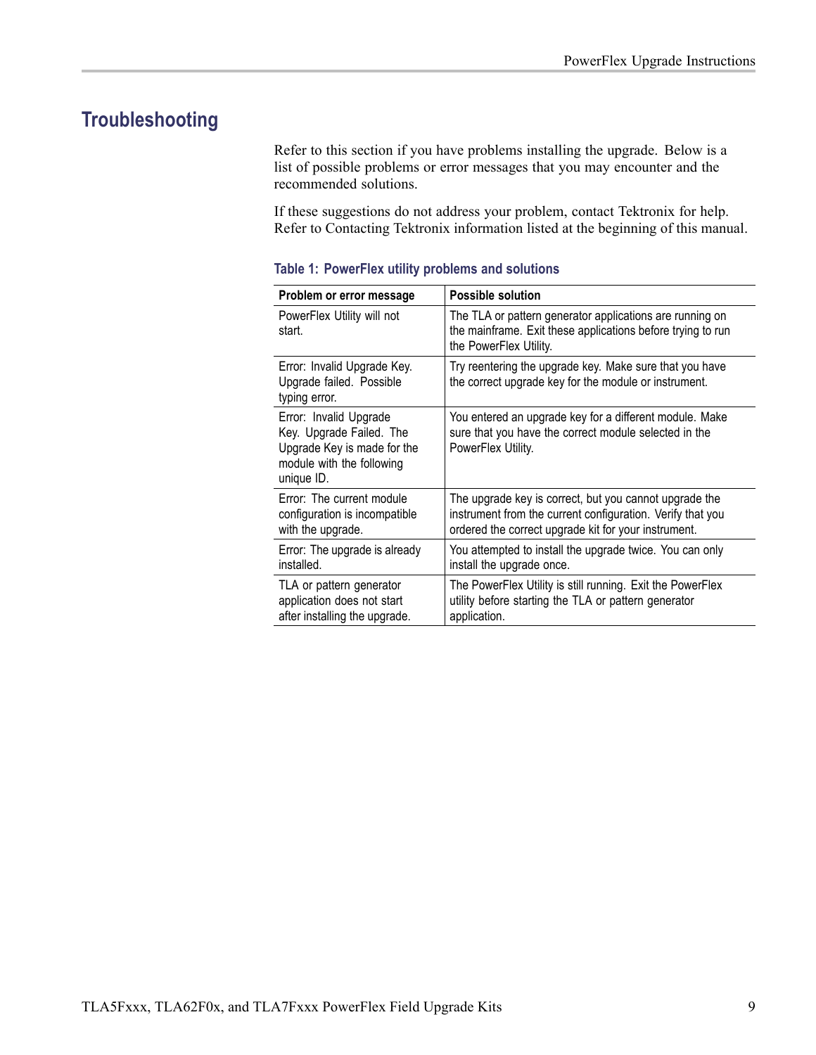## Troubleshooting

Refer to this section if you have problems installing the upgrade. Below is a list of possible problems or error messages that you may encounter and the recommended solutions.

If these suggestions do not address your problem, contact Tektronix for help. Refer to Contacting Tektronix information listed at the beginning of this manual.

**Table 1: PowerFlex utility problems and solutions**

| Problem or error message | Possible solution |
|---|---|
| PowerFlex Utility will not start. | The TLA or pattern generator applications are running on the mainframe. Exit these applications before trying to run the PowerFlex Utility. |
| Error: Invalid Upgrade Key. Upgrade failed. Possible typing error. | Try reentering the upgrade key. Make sure that you have the correct upgrade key for the module or instrument. |
| Error: Invalid Upgrade Key. Upgrade Failed. The Upgrade Key is made for the module with the following unique ID. | You entered an upgrade key for a different module. Make sure that you have the correct module selected in the PowerFlex Utility. |
| Error: The current module configuration is incompatible with the upgrade. | The upgrade key is correct, but you cannot upgrade the instrument from the current configuration. Verify that you ordered the correct upgrade kit for your instrument. |
| Error: The upgrade is already installed. | You attempted to install the upgrade twice. You can only install the upgrade once. |
| TLA or pattern generator application does not start after installing the upgrade. | The PowerFlex Utility is still running. Exit the PowerFlex utility before starting the TLA or pattern generator application. |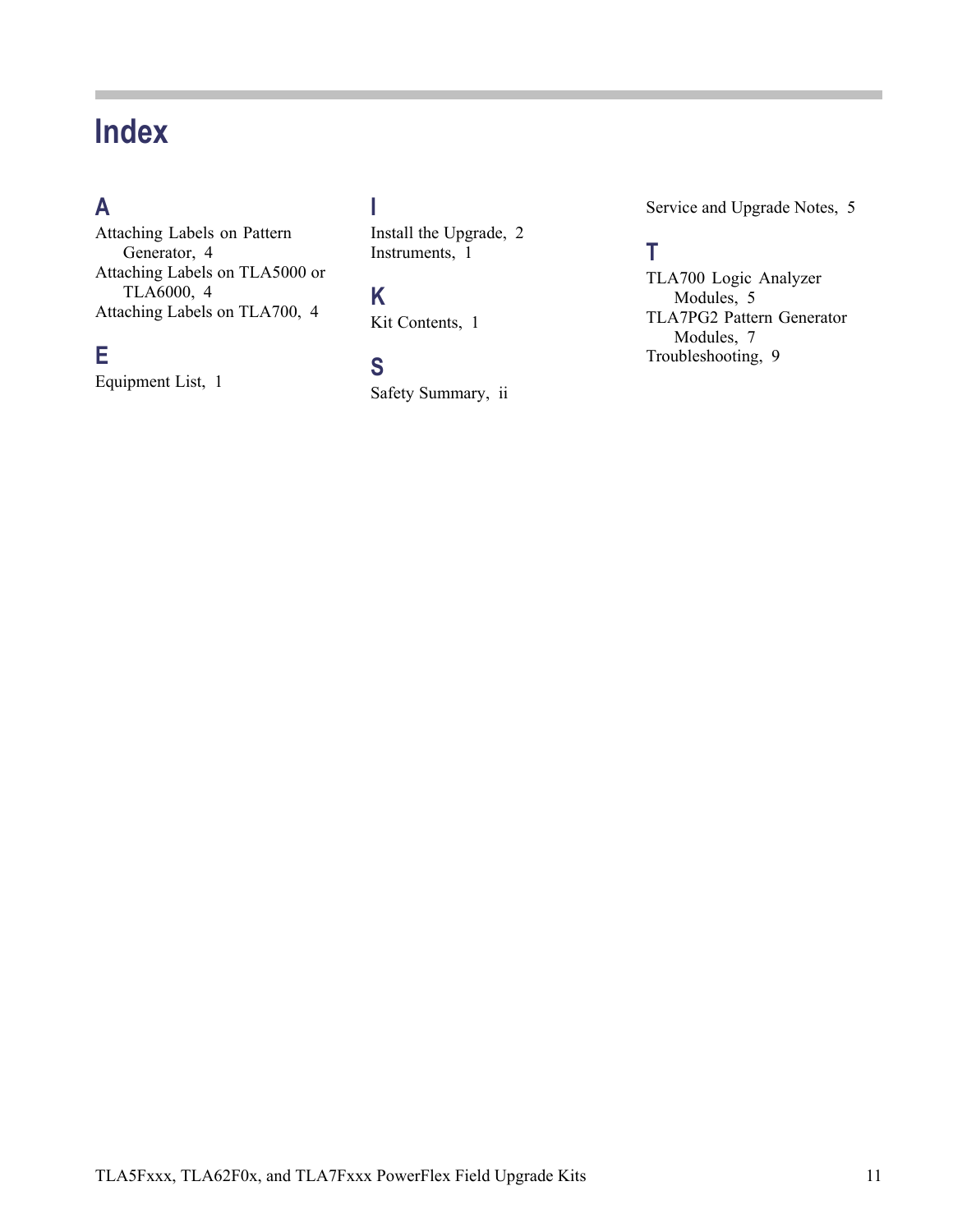# Index

## A

Attaching Labels on Pattern Generator, 4
Attaching Labels on TLA5000 or TLA6000, 4
Attaching Labels on TLA700, 4

## E

Equipment List, 1

## I

Install the Upgrade, 2
Instruments, 1

## K

Kit Contents, 1

## S

Safety Summary, ii
Service and Upgrade Notes, 5

## T

TLA700 Logic Analyzer Modules, 5
TLA7PG2 Pattern Generator Modules, 7
Troubleshooting, 9